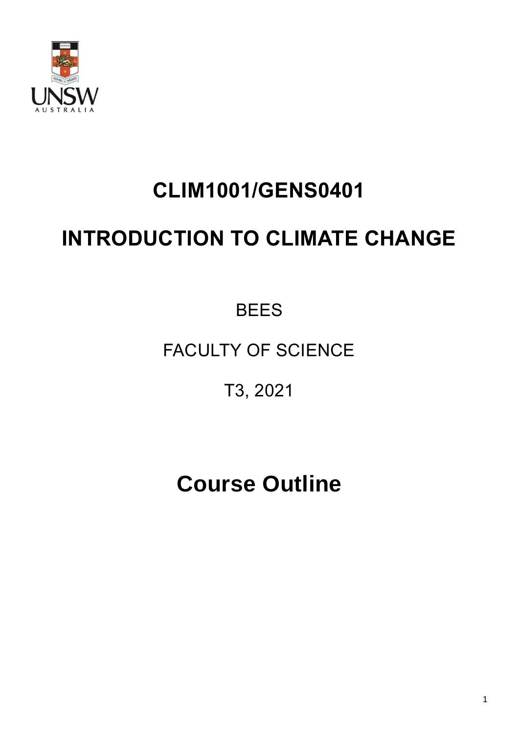# CLIM1001/GENS0401

# INTRODUCTION TO CLIMATE CHANGE

BEES

FACULTY OF SCIENCE

T3, 2021

# Course Outline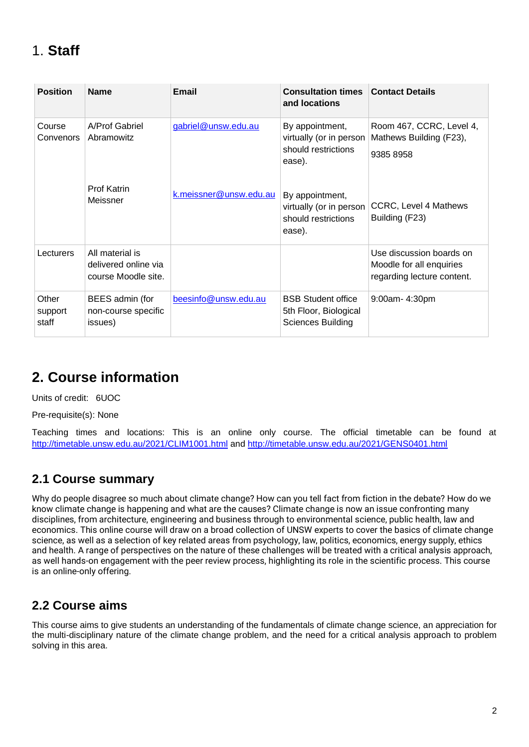# 1. **Staff**

| Position | Name | Email | Consultation times and locations | Contact Details |
|---|---|---|---|---|
| Course Convenors | A/Prof Gabriel Abramowitz | gabriel@unsw.edu.au | By appointment, virtually (or in person should restrictions ease). | Room 467, CCRC, Level 4, Mathews Building (F23), 9385 8958 |
| | Prof Katrin Meissner | k.meissner@unsw.edu.au | By appointment, virtually (or in person should restrictions ease). | CCRC, Level 4 Mathews Building (F23) |
| Lecturers | All material is delivered online via course Moodle site. | | | Use discussion boards on Moodle for all enquiries regarding lecture content. |
| Other support staff | BEES admin (for non-course specific issues) | beesinfo@unsw.edu.au | BSB Student office 5th Floor, Biological Sciences Building | 9:00am- 4:30pm |

# 2. Course information

Units of credit: 6UOC

Pre-requisite(s): None

Teaching times and locations: This is an online only course. The official timetable can be found at http://timetable.unsw.edu.au/2021/CLIM1001.html and http://timetable.unsw.edu.au/2021/GENS0401.html

## 2.1 Course summary

Why do people disagree so much about climate change? How can you tell fact from fiction in the debate? How do we know climate change is happening and what are the causes? Climate change is now an issue confronting many disciplines, from architecture, engineering and business through to environmental science, public health, law and economics. This online course will draw on a broad collection of UNSW experts to cover the basics of climate change science, as well as a selection of key related areas from psychology, law, politics, economics, energy supply, ethics and health. A range of perspectives on the nature of these challenges will be treated with a critical analysis approach, as well hands-on engagement with the peer review process, highlighting its role in the scientific process. This course is an online-only offering.

## 2.2 Course aims

This course aims to give students an understanding of the fundamentals of climate change science, an appreciation for the multi-disciplinary nature of the climate change problem, and the need for a critical analysis approach to problem solving in this area.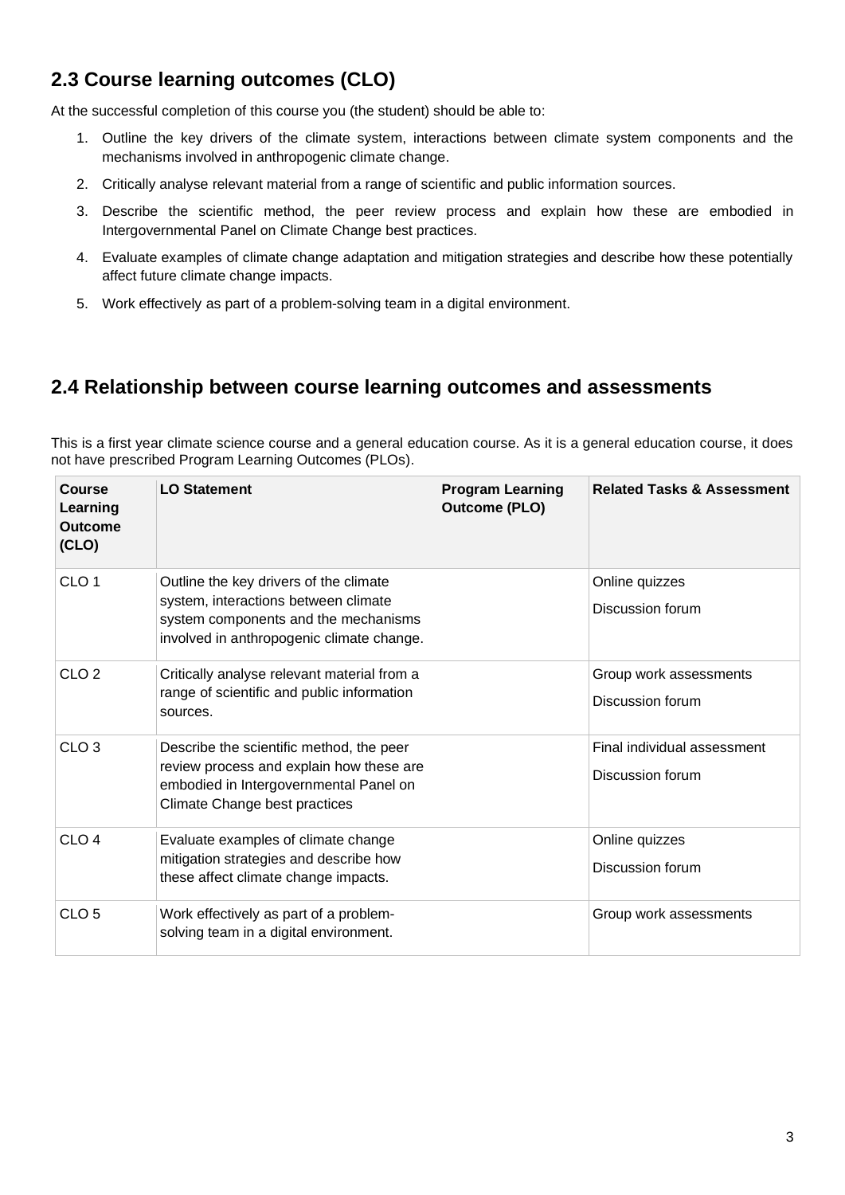## 2.3 Course learning outcomes (CLO)

At the successful completion of this course you (the student) should be able to:

1. Outline the key drivers of the climate system, interactions between climate system components and the mechanisms involved in anthropogenic climate change.
2. Critically analyse relevant material from a range of scientific and public information sources.
3. Describe the scientific method, the peer review process and explain how these are embodied in Intergovernmental Panel on Climate Change best practices.
4. Evaluate examples of climate change adaptation and mitigation strategies and describe how these potentially affect future climate change impacts.
5. Work effectively as part of a problem-solving team in a digital environment.

## 2.4 Relationship between course learning outcomes and assessments

This is a first year climate science course and a general education course. As it is a general education course, it does not have prescribed Program Learning Outcomes (PLOs).

| Course Learning Outcome (CLO) | LO Statement | Program Learning Outcome (PLO) | Related Tasks & Assessment |
|---|---|---|---|
| CLO 1 | Outline the key drivers of the climate system, interactions between climate system components and the mechanisms involved in anthropogenic climate change. | | Online quizzes<br>Discussion forum |
| CLO 2 | Critically analyse relevant material from a range of scientific and public information sources. | | Group work assessments<br>Discussion forum |
| CLO 3 | Describe the scientific method, the peer review process and explain how these are embodied in Intergovernmental Panel on Climate Change best practices | | Final individual assessment<br>Discussion forum |
| CLO 4 | Evaluate examples of climate change mitigation strategies and describe how these affect climate change impacts. | | Online quizzes<br>Discussion forum |
| CLO 5 | Work effectively as part of a problem-solving team in a digital environment. | | Group work assessments |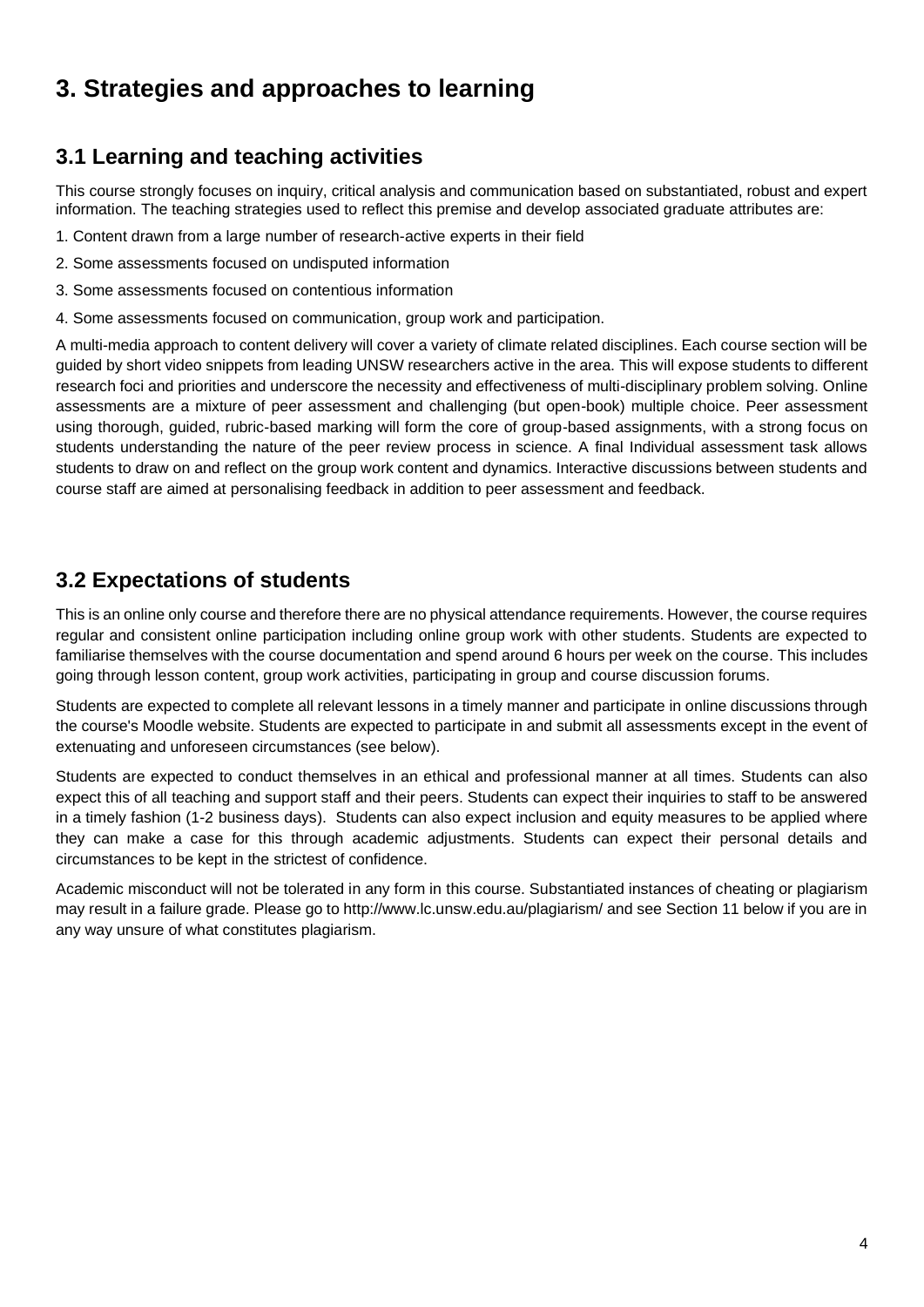# 3. Strategies and approaches to learning

## 3.1 Learning and teaching activities

This course strongly focuses on inquiry, critical analysis and communication based on substantiated, robust and expert information. The teaching strategies used to reflect this premise and develop associated graduate attributes are:

1. Content drawn from a large number of research-active experts in their field
2. Some assessments focused on undisputed information
3. Some assessments focused on contentious information
4. Some assessments focused on communication, group work and participation.

A multi-media approach to content delivery will cover a variety of climate related disciplines. Each course section will be guided by short video snippets from leading UNSW researchers active in the area. This will expose students to different research foci and priorities and underscore the necessity and effectiveness of multi-disciplinary problem solving. Online assessments are a mixture of peer assessment and challenging (but open-book) multiple choice. Peer assessment using thorough, guided, rubric-based marking will form the core of group-based assignments, with a strong focus on students understanding the nature of the peer review process in science. A final Individual assessment task allows students to draw on and reflect on the group work content and dynamics. Interactive discussions between students and course staff are aimed at personalising feedback in addition to peer assessment and feedback.

## 3.2 Expectations of students

This is an online only course and therefore there are no physical attendance requirements. However, the course requires regular and consistent online participation including online group work with other students. Students are expected to familiarise themselves with the course documentation and spend around 6 hours per week on the course. This includes going through lesson content, group work activities, participating in group and course discussion forums.

Students are expected to complete all relevant lessons in a timely manner and participate in online discussions through the course's Moodle website. Students are expected to participate in and submit all assessments except in the event of extenuating and unforeseen circumstances (see below).

Students are expected to conduct themselves in an ethical and professional manner at all times. Students can also expect this of all teaching and support staff and their peers. Students can expect their inquiries to staff to be answered in a timely fashion (1-2 business days). Students can also expect inclusion and equity measures to be applied where they can make a case for this through academic adjustments. Students can expect their personal details and circumstances to be kept in the strictest of confidence.

Academic misconduct will not be tolerated in any form in this course. Substantiated instances of cheating or plagiarism may result in a failure grade. Please go to http://www.lc.unsw.edu.au/plagiarism/ and see Section 11 below if you are in any way unsure of what constitutes plagiarism.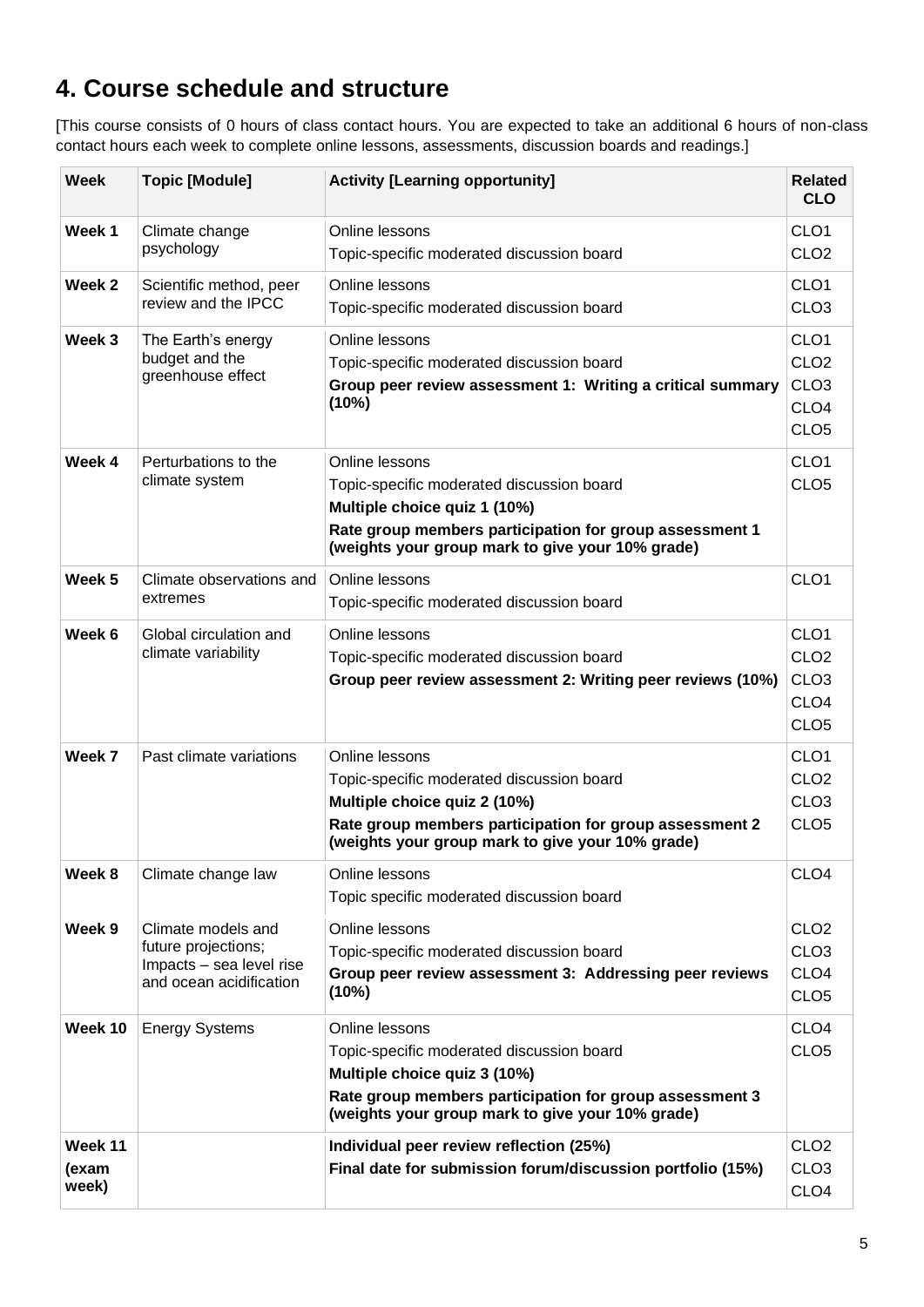## 4. Course schedule and structure

[This course consists of 0 hours of class contact hours. You are expected to take an additional 6 hours of non-class contact hours each week to complete online lessons, assessments, discussion boards and readings.]

| Week | Topic [Module] | Activity [Learning opportunity] | Related CLO |
|---|---|---|---|
| **Week 1** | Climate change psychology | Online lessons<br>Topic-specific moderated discussion board | CLO1<br>CLO2 |
| **Week 2** | Scientific method, peer review and the IPCC | Online lessons<br>Topic-specific moderated discussion board | CLO1<br>CLO3 |
| **Week 3** | The Earth's energy budget and the greenhouse effect | Online lessons<br>Topic-specific moderated discussion board<br>**Group peer review assessment 1: Writing a critical summary (10%)** | CLO1<br>CLO2<br>CLO3<br>CLO4<br>CLO5 |
| **Week 4** | Perturbations to the climate system | Online lessons<br>Topic-specific moderated discussion board<br>**Multiple choice quiz 1 (10%)**<br>**Rate group members participation for group assessment 1 (weights your group mark to give your 10% grade)** | CLO1<br>CLO5 |
| **Week 5** | Climate observations and extremes | Online lessons<br>Topic-specific moderated discussion board | CLO1 |
| **Week 6** | Global circulation and climate variability | Online lessons<br>Topic-specific moderated discussion board<br>**Group peer review assessment 2: Writing peer reviews (10%)** | CLO1<br>CLO2<br>CLO3<br>CLO4<br>CLO5 |
| **Week 7** | Past climate variations | Online lessons<br>Topic-specific moderated discussion board<br>**Multiple choice quiz 2 (10%)**<br>**Rate group members participation for group assessment 2 (weights your group mark to give your 10% grade)** | CLO1<br>CLO2<br>CLO3<br>CLO5 |
| **Week 8** | Climate change law | Online lessons<br>Topic specific moderated discussion board | CLO4 |
| **Week 9** | Climate models and future projections; Impacts – sea level rise and ocean acidification | Online lessons<br>Topic-specific moderated discussion board<br>**Group peer review assessment 3: Addressing peer reviews (10%)** | CLO2<br>CLO3<br>CLO4<br>CLO5 |
| **Week 10** | Energy Systems | Online lessons<br>Topic-specific moderated discussion board<br>**Multiple choice quiz 3 (10%)**<br>**Rate group members participation for group assessment 3 (weights your group mark to give your 10% grade)** | CLO4<br>CLO5 |
| **Week 11 (exam week)** | | **Individual peer review reflection (25%)**<br>**Final date for submission forum/discussion portfolio (15%)** | CLO2<br>CLO3<br>CLO4 |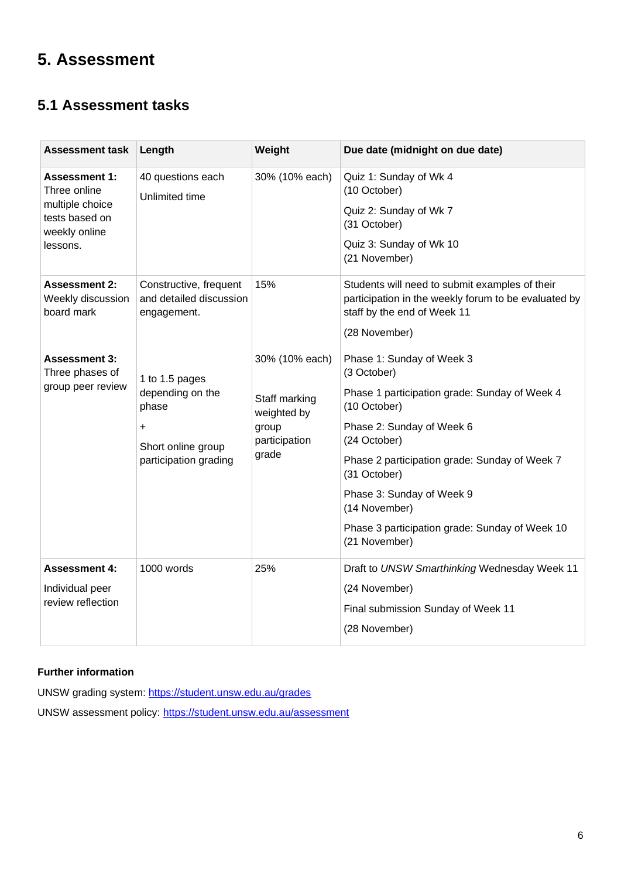# 5. Assessment

## 5.1 Assessment tasks

| Assessment task | Length | Weight | Due date (midnight on due date) |
| --- | --- | --- | --- |
| **Assessment 1:** Three online multiple choice tests based on weekly online lessons. | 40 questions each<br>Unlimited time | 30% (10% each) | Quiz 1: Sunday of Wk 4 (10 October)<br>Quiz 2: Sunday of Wk 7 (31 October)<br>Quiz 3: Sunday of Wk 10 (21 November) |
| **Assessment 2:** Weekly discussion board mark | Constructive, frequent and detailed discussion engagement. | 15% | Students will need to submit examples of their participation in the weekly forum to be evaluated by staff by the end of Week 11<br>(28 November) |
| **Assessment 3:** Three phases of group peer review | 1 to 1.5 pages depending on the phase<br>+<br>Short online group participation grading | 30% (10% each)<br>Staff marking weighted by group participation grade | Phase 1: Sunday of Week 3 (3 October)<br>Phase 1 participation grade: Sunday of Week 4 (10 October)<br>Phase 2: Sunday of Week 6 (24 October)<br>Phase 2 participation grade: Sunday of Week 7 (31 October)<br>Phase 3: Sunday of Week 9 (14 November)<br>Phase 3 participation grade: Sunday of Week 10 (21 November) |
| **Assessment 4:**<br>Individual peer review reflection | 1000 words | 25% | Draft to *UNSW Smarthinking* Wednesday Week 11<br>(24 November)<br>Final submission Sunday of Week 11<br>(28 November) |

**Further information**

UNSW grading system: https://student.unsw.edu.au/grades

UNSW assessment policy: https://student.unsw.edu.au/assessment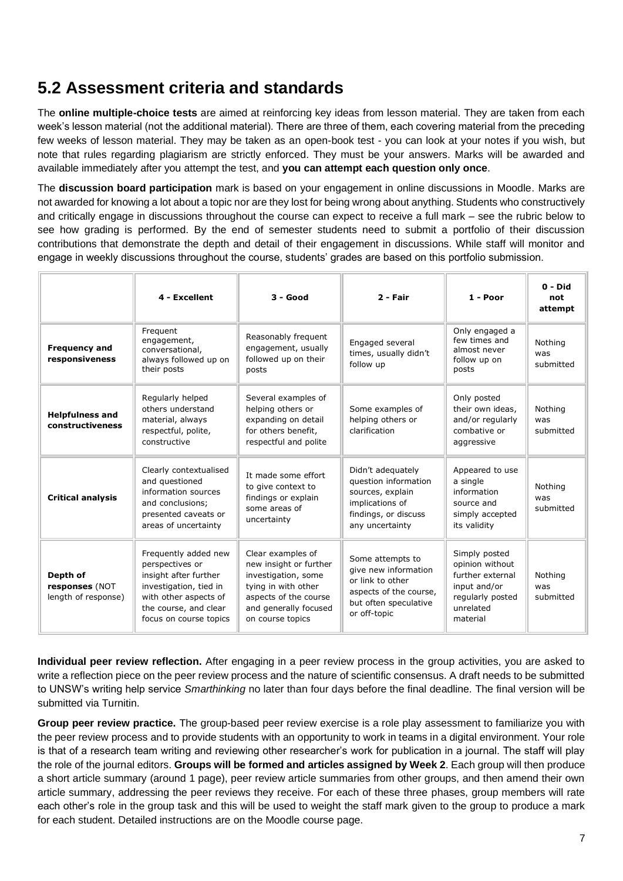## 5.2 Assessment criteria and standards

The **online multiple-choice tests** are aimed at reinforcing key ideas from lesson material. They are taken from each week's lesson material (not the additional material). There are three of them, each covering material from the preceding few weeks of lesson material. They may be taken as an open-book test - you can look at your notes if you wish, but note that rules regarding plagiarism are strictly enforced. They must be your answers. Marks will be awarded and available immediately after you attempt the test, and **you can attempt each question only once**.

The **discussion board participation** mark is based on your engagement in online discussions in Moodle. Marks are not awarded for knowing a lot about a topic nor are they lost for being wrong about anything. Students who constructively and critically engage in discussions throughout the course can expect to receive a full mark – see the rubric below to see how grading is performed. By the end of semester students need to submit a portfolio of their discussion contributions that demonstrate the depth and detail of their engagement in discussions. While staff will monitor and engage in weekly discussions throughout the course, students' grades are based on this portfolio submission.

| | **4 - Excellent** | **3 - Good** | **2 - Fair** | **1 - Poor** | **0 - Did not attempt** |
|---|---|---|---|---|---|
| **Frequency and responsiveness** | Frequent engagement, conversational, always followed up on their posts | Reasonably frequent engagement, usually followed up on their posts | Engaged several times, usually didn't follow up | Only engaged a few times and almost never follow up on posts | Nothing was submitted |
| **Helpfulness and constructiveness** | Regularly helped others understand material, always respectful, polite, constructive | Several examples of helping others or expanding on detail for others benefit, respectful and polite | Some examples of helping others or clarification | Only posted their own ideas, and/or regularly combative or aggressive | Nothing was submitted |
| **Critical analysis** | Clearly contextualised and questioned information sources and conclusions; presented caveats or areas of uncertainty | It made some effort to give context to findings or explain some areas of uncertainty | Didn't adequately question information sources, explain implications of findings, or discuss any uncertainty | Appeared to use a single information source and simply accepted its validity | Nothing was submitted |
| **Depth of responses** (NOT length of response) | Frequently added new perspectives or insight after further investigation, tied in with other aspects of the course, and clear focus on course topics | Clear examples of new insight or further investigation, some tying in with other aspects of the course and generally focused on course topics | Some attempts to give new information or link to other aspects of the course, but often speculative or off-topic | Simply posted opinion without further external input and/or regularly posted unrelated material | Nothing was submitted |

**Individual peer review reflection.** After engaging in a peer review process in the group activities, you are asked to write a reflection piece on the peer review process and the nature of scientific consensus. A draft needs to be submitted to UNSW's writing help service *Smarthinking* no later than four days before the final deadline. The final version will be submitted via Turnitin.

**Group peer review practice.** The group-based peer review exercise is a role play assessment to familiarize you with the peer review process and to provide students with an opportunity to work in teams in a digital environment. Your role is that of a research team writing and reviewing other researcher's work for publication in a journal. The staff will play the role of the journal editors. **Groups will be formed and articles assigned by Week 2**. Each group will then produce a short article summary (around 1 page), peer review article summaries from other groups, and then amend their own article summary, addressing the peer reviews they receive. For each of these three phases, group members will rate each other's role in the group task and this will be used to weight the staff mark given to the group to produce a mark for each student. Detailed instructions are on the Moodle course page.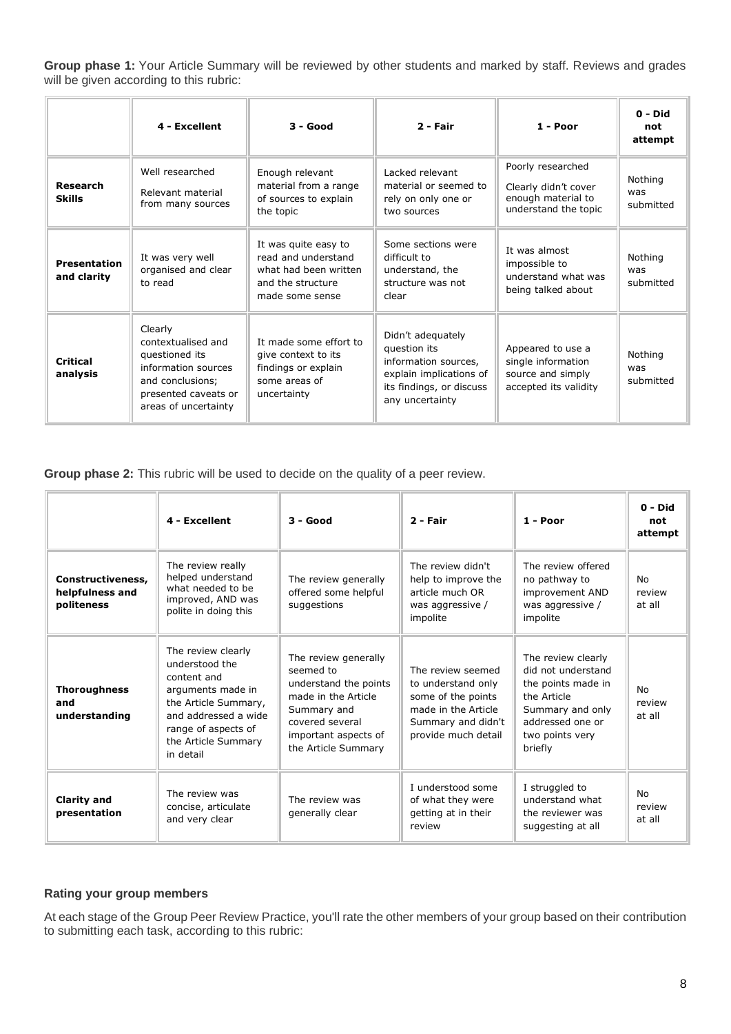**Group phase 1:** Your Article Summary will be reviewed by other students and marked by staff. Reviews and grades will be given according to this rubric:

| | 4 - Excellent | 3 - Good | 2 - Fair | 1 - Poor | 0 - Did not attempt |
|---|---|---|---|---|---|
| **Research Skills** | Well researched<br>Relevant material from many sources | Enough relevant material from a range of sources to explain the topic | Lacked relevant material or seemed to rely on only one or two sources | Poorly researched<br>Clearly didn't cover enough material to understand the topic | Nothing was submitted |
| **Presentation and clarity** | It was very well organised and clear to read | It was quite easy to read and understand what had been written and the structure made some sense | Some sections were difficult to understand, the structure was not clear | It was almost impossible to understand what was being talked about | Nothing was submitted |
| **Critical analysis** | Clearly contextualised and questioned its information sources and conclusions; presented caveats or areas of uncertainty | It made some effort to give context to its findings or explain some areas of uncertainty | Didn't adequately question its information sources, explain implications of its findings, or discuss any uncertainty | Appeared to use a single information source and simply accepted its validity | Nothing was submitted |

**Group phase 2:** This rubric will be used to decide on the quality of a peer review.

| | 4 - Excellent | 3 - Good | 2 - Fair | 1 - Poor | 0 - Did not attempt |
|---|---|---|---|---|---|
| **Constructiveness, helpfulness and politeness** | The review really helped understand what needed to be improved, AND was polite in doing this | The review generally offered some helpful suggestions | The review didn't help to improve the article much OR was aggressive / impolite | The review offered no pathway to improvement AND was aggressive / impolite | No review at all |
| **Thoroughness and understanding** | The review clearly understood the content and arguments made in the Article Summary, and addressed a wide range of aspects of the Article Summary in detail | The review generally seemed to understand the points made in the Article Summary and covered several important aspects of the Article Summary | The review seemed to understand only some of the points made in the Article Summary and didn't provide much detail | The review clearly did not understand the points made in the Article Summary and only addressed one or two points very briefly | No review at all |
| **Clarity and presentation** | The review was concise, articulate and very clear | The review was generally clear | I understood some of what they were getting at in their review | I struggled to understand what the reviewer was suggesting at all | No review at all |

### Rating your group members

At each stage of the Group Peer Review Practice, you'll rate the other members of your group based on their contribution to submitting each task, according to this rubric: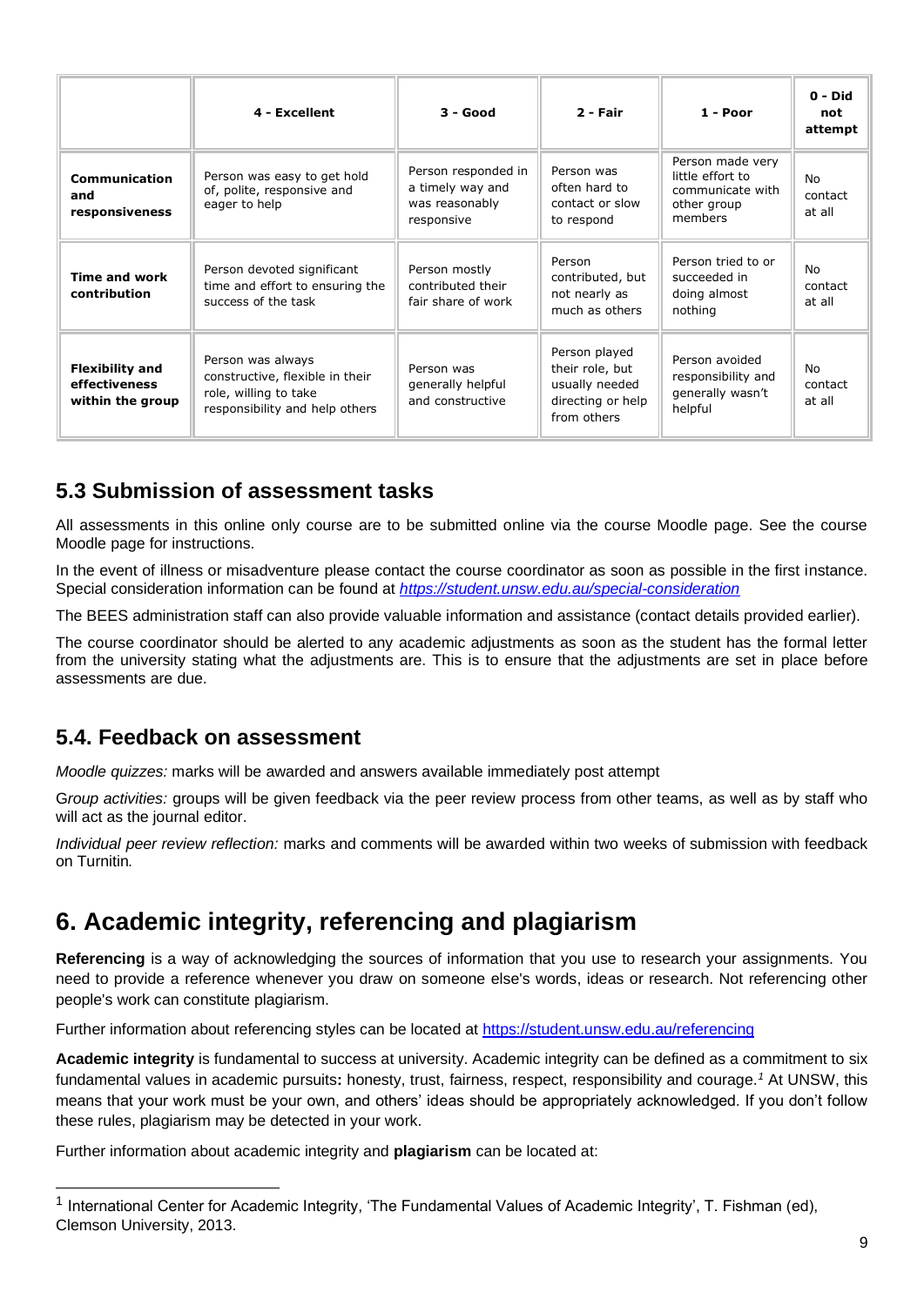| | 4 - Excellent | 3 - Good | 2 - Fair | 1 - Poor | 0 - Did not attempt |
|---|---|---|---|---|---|
| **Communication and responsiveness** | Person was easy to get hold of, polite, responsive and eager to help | Person responded in a timely way and was reasonably responsive | Person was often hard to contact or slow to respond | Person made very little effort to communicate with other group members | No contact at all |
| **Time and work contribution** | Person devoted significant time and effort to ensuring the success of the task | Person mostly contributed their fair share of work | Person contributed, but not nearly as much as others | Person tried to or succeeded in doing almost nothing | No contact at all |
| **Flexibility and effectiveness within the group** | Person was always constructive, flexible in their role, willing to take responsibility and help others | Person was generally helpful and constructive | Person played their role, but usually needed directing or help from others | Person avoided responsibility and generally wasn't helpful | No contact at all |

## 5.3 Submission of assessment tasks

All assessments in this online only course are to be submitted online via the course Moodle page. See the course Moodle page for instructions.

In the event of illness or misadventure please contact the course coordinator as soon as possible in the first instance. Special consideration information can be found at *https://student.unsw.edu.au/special-consideration*

The BEES administration staff can also provide valuable information and assistance (contact details provided earlier).

The course coordinator should be alerted to any academic adjustments as soon as the student has the formal letter from the university stating what the adjustments are. This is to ensure that the adjustments are set in place before assessments are due.

## 5.4. Feedback on assessment

*Moodle quizzes:* marks will be awarded and answers available immediately post attempt

G*roup activities:* groups will be given feedback via the peer review process from other teams, as well as by staff who will act as the journal editor.

*Individual peer review reflection:* marks and comments will be awarded within two weeks of submission with feedback on Turnitin*.*

# 6. Academic integrity, referencing and plagiarism

**Referencing** is a way of acknowledging the sources of information that you use to research your assignments. You need to provide a reference whenever you draw on someone else's words, ideas or research. Not referencing other people's work can constitute plagiarism.

Further information about referencing styles can be located at https://student.unsw.edu.au/referencing

**Academic integrity** is fundamental to success at university. Academic integrity can be defined as a commitment to six fundamental values in academic pursuits**:** honesty, trust, fairness, respect, responsibility and courage.[1] At UNSW, this means that your work must be your own, and others' ideas should be appropriately acknowledged. If you don't follow these rules, plagiarism may be detected in your work.

Further information about academic integrity and **plagiarism** can be located at:

[1] International Center for Academic Integrity, 'The Fundamental Values of Academic Integrity', T. Fishman (ed), Clemson University, 2013.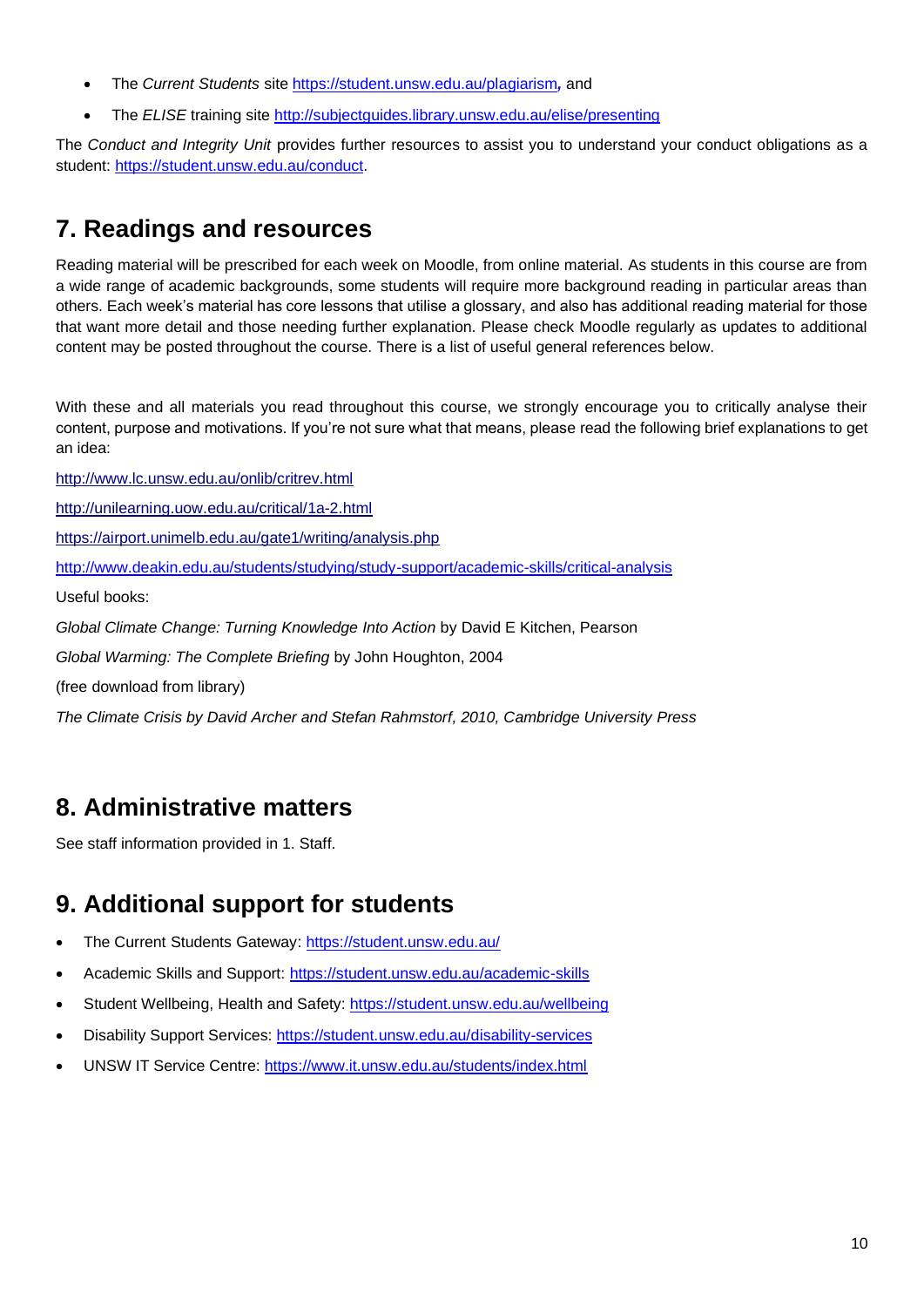- The *Current Students* site https://student.unsw.edu.au/plagiarism**,** and
- The *ELISE* training site http://subjectguides.library.unsw.edu.au/elise/presenting

The *Conduct and Integrity Unit* provides further resources to assist you to understand your conduct obligations as a student: https://student.unsw.edu.au/conduct.

## 7. Readings and resources

Reading material will be prescribed for each week on Moodle, from online material. As students in this course are from a wide range of academic backgrounds, some students will require more background reading in particular areas than others. Each week's material has core lessons that utilise a glossary, and also has additional reading material for those that want more detail and those needing further explanation. Please check Moodle regularly as updates to additional content may be posted throughout the course. There is a list of useful general references below.

With these and all materials you read throughout this course, we strongly encourage you to critically analyse their content, purpose and motivations. If you're not sure what that means, please read the following brief explanations to get an idea:

http://www.lc.unsw.edu.au/onlib/critrev.html

http://unilearning.uow.edu.au/critical/1a-2.html

https://airport.unimelb.edu.au/gate1/writing/analysis.php

http://www.deakin.edu.au/students/studying/study-support/academic-skills/critical-analysis

Useful books:

*Global Climate Change: Turning Knowledge Into Action* by David E Kitchen, Pearson

*Global Warming: The Complete Briefing* by John Houghton, 2004

(free download from library)

*The Climate Crisis by David Archer and Stefan Rahmstorf, 2010, Cambridge University Press*

## 8. Administrative matters

See staff information provided in 1. Staff.

## 9. Additional support for students

- The Current Students Gateway: https://student.unsw.edu.au/
- Academic Skills and Support: https://student.unsw.edu.au/academic-skills
- Student Wellbeing, Health and Safety: https://student.unsw.edu.au/wellbeing
- Disability Support Services: https://student.unsw.edu.au/disability-services
- UNSW IT Service Centre: https://www.it.unsw.edu.au/students/index.html